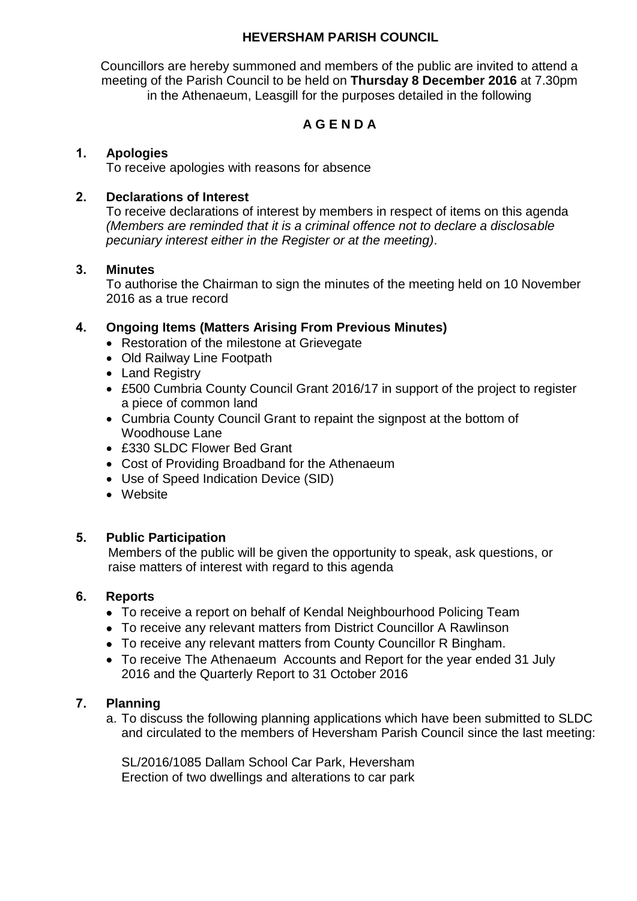# HEVERSHAM PARISH COUNCIL

Councillors are hereby summoned and members of the public are invited to attend a meeting of the Parish Council to be held on **Thursday 8 December 2016** at 7.30pm in the Athenaeum, Leasgill for the purposes detailed in the following

## A G E N D A

**1. Apologies**

To receive apologies with reasons for absence

**2. Declarations of Interest**

To receive declarations of interest by members in respect of items on this agenda *(Members are reminded that it is a criminal offence not to declare a disclosable pecuniary interest either in the Register or at the meeting)*.

**3. Minutes**

To authorise the Chairman to sign the minutes of the meeting held on 10 November 2016 as a true record

**4. Ongoing Items (Matters Arising From Previous Minutes)**

- Restoration of the milestone at Grievegate
- Old Railway Line Footpath
- Land Registry
- £500 Cumbria County Council Grant 2016/17 in support of the project to register a piece of common land
- Cumbria County Council Grant to repaint the signpost at the bottom of Woodhouse Lane
- £330 SLDC Flower Bed Grant
- Cost of Providing Broadband for the Athenaeum
- Use of Speed Indication Device (SID)
- Website

**5. Public Participation**

Members of the public will be given the opportunity to speak, ask questions, or raise matters of interest with regard to this agenda

**6. Reports**

- To receive a report on behalf of Kendal Neighbourhood Policing Team
- To receive any relevant matters from District Councillor A Rawlinson
- To receive any relevant matters from County Councillor R Bingham.
- To receive The Athenaeum Accounts and Report for the year ended 31 July 2016 and the Quarterly Report to 31 October 2016

**7. Planning**

a. To discuss the following planning applications which have been submitted to SLDC and circulated to the members of Heversham Parish Council since the last meeting:

SL/2016/1085 Dallam School Car Park, Heversham
Erection of two dwellings and alterations to car park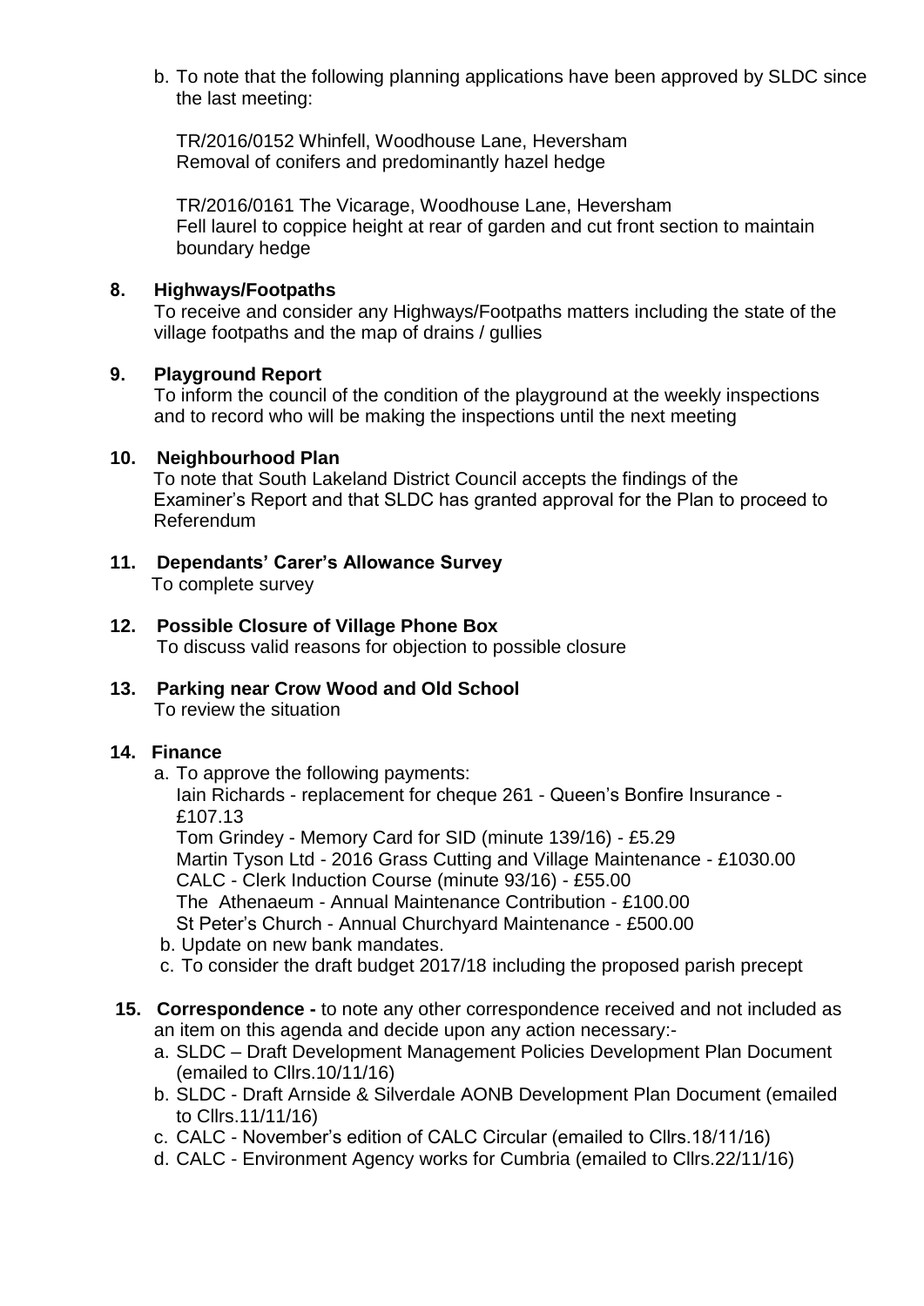b. To note that the following planning applications have been approved by SLDC since the last meeting:

TR/2016/0152 Whinfell, Woodhouse Lane, Heversham
Removal of conifers and predominantly hazel hedge

TR/2016/0161 The Vicarage, Woodhouse Lane, Heversham
Fell laurel to coppice height at rear of garden and cut front section to maintain boundary hedge

**8. Highways/Footpaths**

To receive and consider any Highways/Footpaths matters including the state of the village footpaths and the map of drains / gullies

**9. Playground Report**

To inform the council of the condition of the playground at the weekly inspections and to record who will be making the inspections until the next meeting

**10. Neighbourhood Plan**

To note that South Lakeland District Council accepts the findings of the Examiner's Report and that SLDC has granted approval for the Plan to proceed to Referendum

**11. Dependants' Carer's Allowance Survey**

To complete survey

**12. Possible Closure of Village Phone Box**

To discuss valid reasons for objection to possible closure

**13. Parking near Crow Wood and Old School**

To review the situation

**14. Finance**

a. To approve the following payments:
   Iain Richards - replacement for cheque 261 - Queen's Bonfire Insurance - £107.13
   Tom Grindey - Memory Card for SID (minute 139/16) - £5.29
   Martin Tyson Ltd - 2016 Grass Cutting and Village Maintenance - £1030.00
   CALC - Clerk Induction Course (minute 93/16) - £55.00
   The Athenaeum - Annual Maintenance Contribution - £100.00
   St Peter's Church - Annual Churchyard Maintenance - £500.00

b. Update on new bank mandates.

c. To consider the draft budget 2017/18 including the proposed parish precept

**15. Correspondence -** to note any other correspondence received and not included as an item on this agenda and decide upon any action necessary:-

a. SLDC – Draft Development Management Policies Development Plan Document (emailed to Cllrs.10/11/16)

b. SLDC - Draft Arnside & Silverdale AONB Development Plan Document (emailed to Cllrs.11/11/16)

c. CALC - November's edition of CALC Circular (emailed to Cllrs.18/11/16)

d. CALC - Environment Agency works for Cumbria (emailed to Cllrs.22/11/16)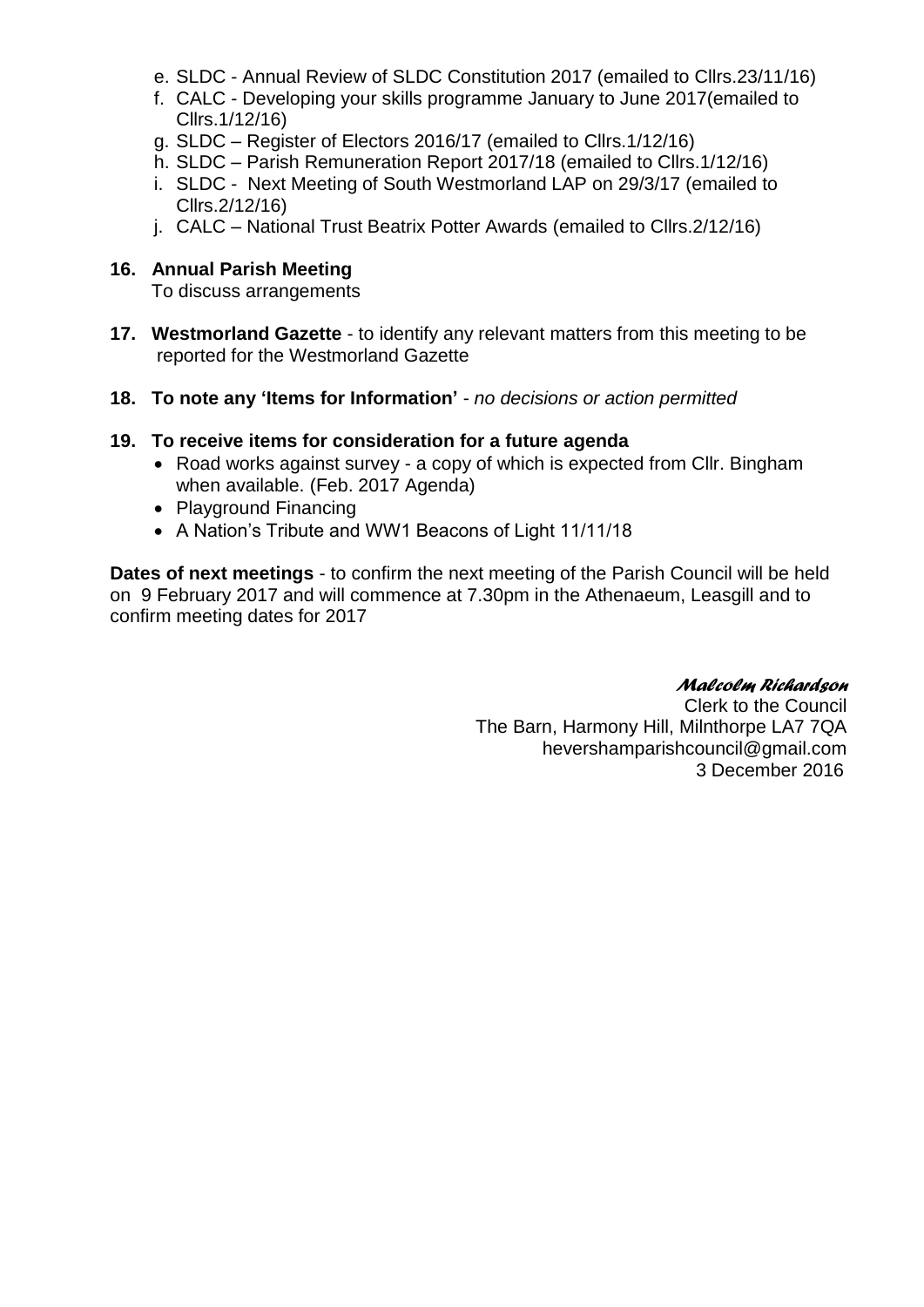e. SLDC - Annual Review of SLDC Constitution 2017 (emailed to Cllrs.23/11/16)
f. CALC - Developing your skills programme January to June 2017(emailed to Cllrs.1/12/16)
g. SLDC – Register of Electors 2016/17 (emailed to Cllrs.1/12/16)
h. SLDC – Parish Remuneration Report 2017/18 (emailed to Cllrs.1/12/16)
i. SLDC - Next Meeting of South Westmorland LAP on 29/3/17 (emailed to Cllrs.2/12/16)
j. CALC – National Trust Beatrix Potter Awards (emailed to Cllrs.2/12/16)

**16. Annual Parish Meeting**
To discuss arrangements

**17. Westmorland Gazette** - to identify any relevant matters from this meeting to be reported for the Westmorland Gazette

**18. To note any 'Items for Information'** - *no decisions or action permitted*

**19. To receive items for consideration for a future agenda**

- Road works against survey - a copy of which is expected from Cllr. Bingham when available. (Feb. 2017 Agenda)
- Playground Financing
- A Nation's Tribute and WW1 Beacons of Light 11/11/18

**Dates of next meetings** - to confirm the next meeting of the Parish Council will be held on 9 February 2017 and will commence at 7.30pm in the Athenaeum, Leasgill and to confirm meeting dates for 2017

*Malcolm Richardson*
Clerk to the Council
The Barn, Harmony Hill, Milnthorpe LA7 7QA
hevershamparishcouncil@gmail.com
3 December 2016